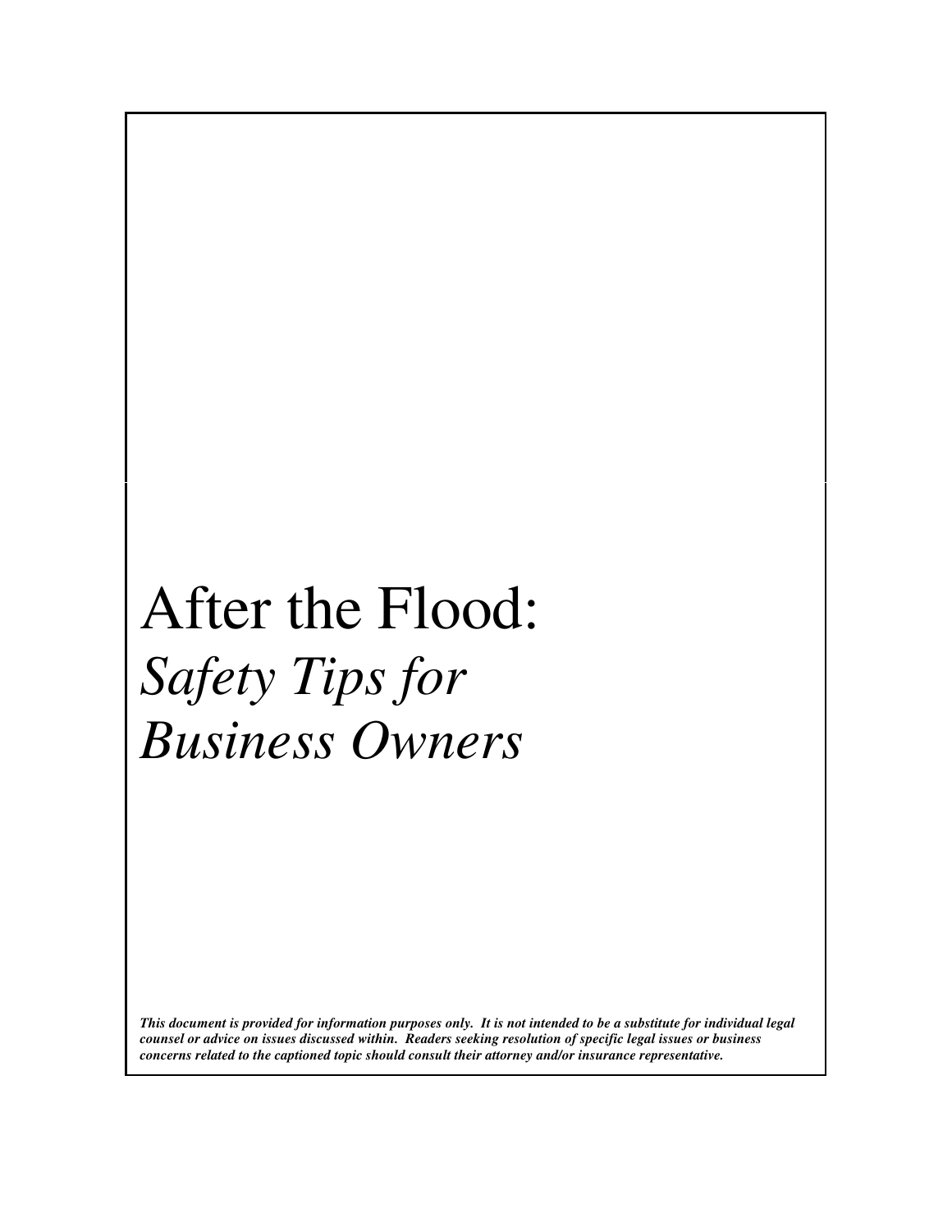# After the Flood:

## *Safety Tips for Business Owners*

***This document is provided for information purposes only. It is not intended to be a substitute for individual legal counsel or advice on issues discussed within. Readers seeking resolution of specific legal issues or business concerns related to the captioned topic should consult their attorney and/or insurance representative.***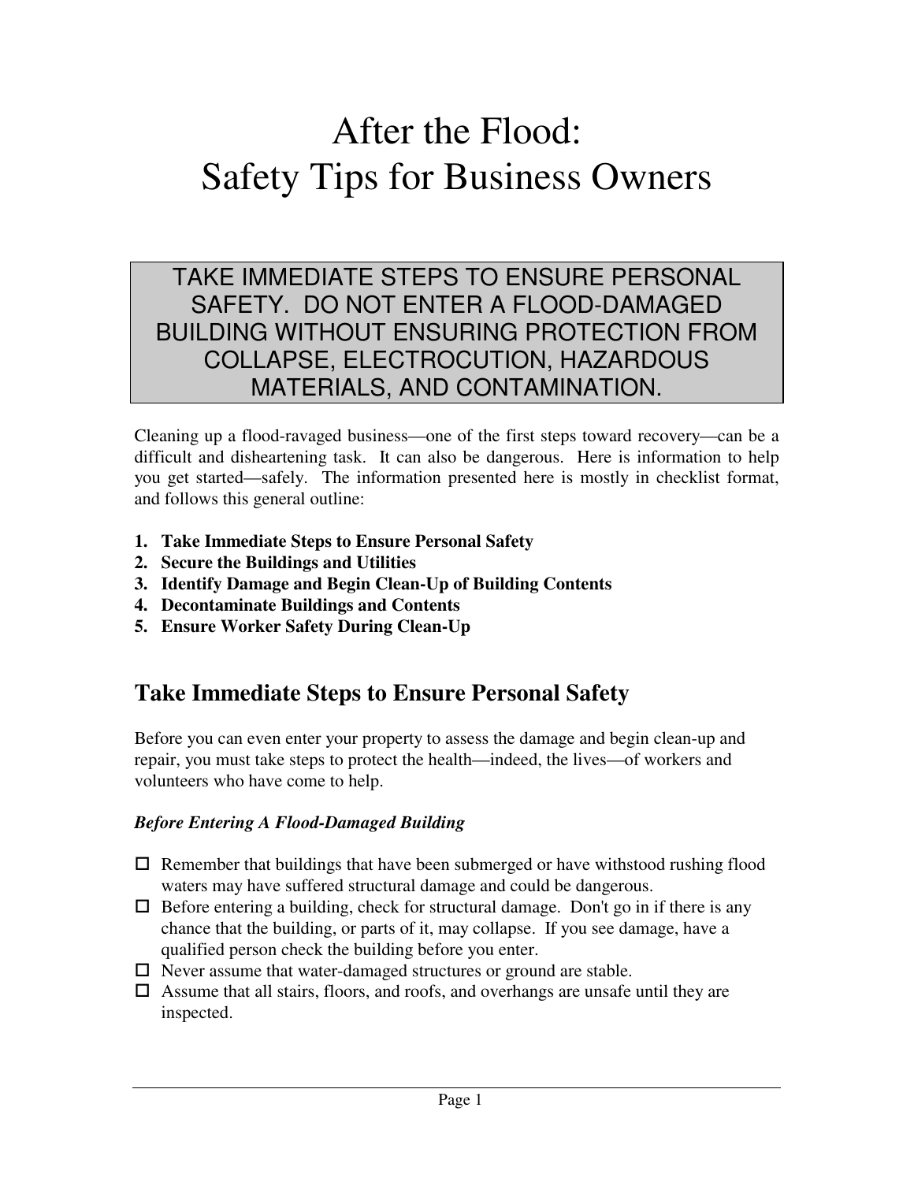# After the Flood:
# Safety Tips for Business Owners

> TAKE IMMEDIATE STEPS TO ENSURE PERSONAL SAFETY. DO NOT ENTER A FLOOD-DAMAGED BUILDING WITHOUT ENSURING PROTECTION FROM COLLAPSE, ELECTROCUTION, HAZARDOUS MATERIALS, AND CONTAMINATION.

Cleaning up a flood-ravaged business—one of the first steps toward recovery—can be a difficult and disheartening task. It can also be dangerous. Here is information to help you get started—safely. The information presented here is mostly in checklist format, and follows this general outline:

1. **Take Immediate Steps to Ensure Personal Safety**
2. **Secure the Buildings and Utilities**
3. **Identify Damage and Begin Clean-Up of Building Contents**
4. **Decontaminate Buildings and Contents**
5. **Ensure Worker Safety During Clean-Up**

## Take Immediate Steps to Ensure Personal Safety

Before you can even enter your property to assess the damage and begin clean-up and repair, you must take steps to protect the health—indeed, the lives—of workers and volunteers who have come to help.

***Before Entering A Flood-Damaged Building***

- ☐ Remember that buildings that have been submerged or have withstood rushing flood waters may have suffered structural damage and could be dangerous.
- ☐ Before entering a building, check for structural damage. Don't go in if there is any chance that the building, or parts of it, may collapse. If you see damage, have a qualified person check the building before you enter.
- ☐ Never assume that water-damaged structures or ground are stable.
- ☐ Assume that all stairs, floors, and roofs, and overhangs are unsafe until they are inspected.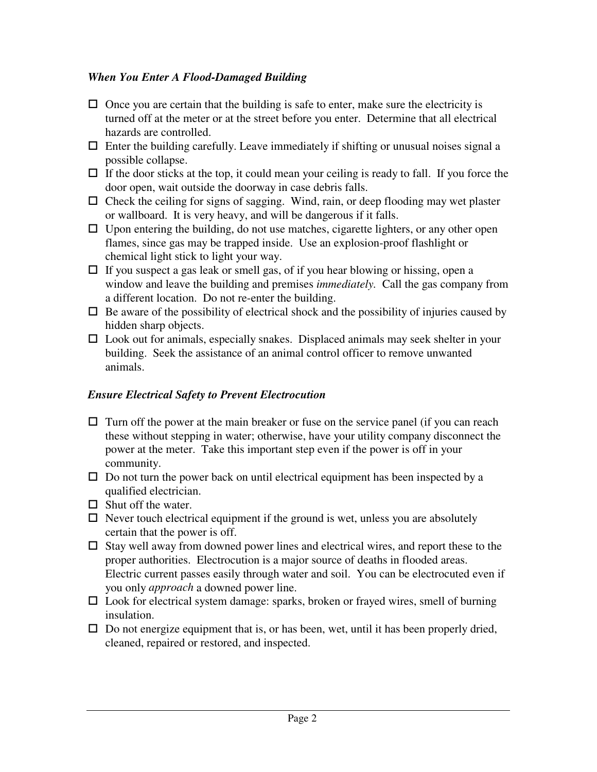*When You Enter A Flood-Damaged Building*

- ☐ Once you are certain that the building is safe to enter, make sure the electricity is turned off at the meter or at the street before you enter. Determine that all electrical hazards are controlled.
- ☐ Enter the building carefully. Leave immediately if shifting or unusual noises signal a possible collapse.
- ☐ If the door sticks at the top, it could mean your ceiling is ready to fall. If you force the door open, wait outside the doorway in case debris falls.
- ☐ Check the ceiling for signs of sagging. Wind, rain, or deep flooding may wet plaster or wallboard. It is very heavy, and will be dangerous if it falls.
- ☐ Upon entering the building, do not use matches, cigarette lighters, or any other open flames, since gas may be trapped inside. Use an explosion-proof flashlight or chemical light stick to light your way.
- ☐ If you suspect a gas leak or smell gas, of if you hear blowing or hissing, open a window and leave the building and premises *immediately*. Call the gas company from a different location. Do not re-enter the building.
- ☐ Be aware of the possibility of electrical shock and the possibility of injuries caused by hidden sharp objects.
- ☐ Look out for animals, especially snakes. Displaced animals may seek shelter in your building. Seek the assistance of an animal control officer to remove unwanted animals.

*Ensure Electrical Safety to Prevent Electrocution*

- ☐ Turn off the power at the main breaker or fuse on the service panel (if you can reach these without stepping in water; otherwise, have your utility company disconnect the power at the meter. Take this important step even if the power is off in your community.
- ☐ Do not turn the power back on until electrical equipment has been inspected by a qualified electrician.
- ☐ Shut off the water.
- ☐ Never touch electrical equipment if the ground is wet, unless you are absolutely certain that the power is off.
- ☐ Stay well away from downed power lines and electrical wires, and report these to the proper authorities. Electrocution is a major source of deaths in flooded areas. Electric current passes easily through water and soil. You can be electrocuted even if you only *approach* a downed power line.
- ☐ Look for electrical system damage: sparks, broken or frayed wires, smell of burning insulation.
- ☐ Do not energize equipment that is, or has been, wet, until it has been properly dried, cleaned, repaired or restored, and inspected.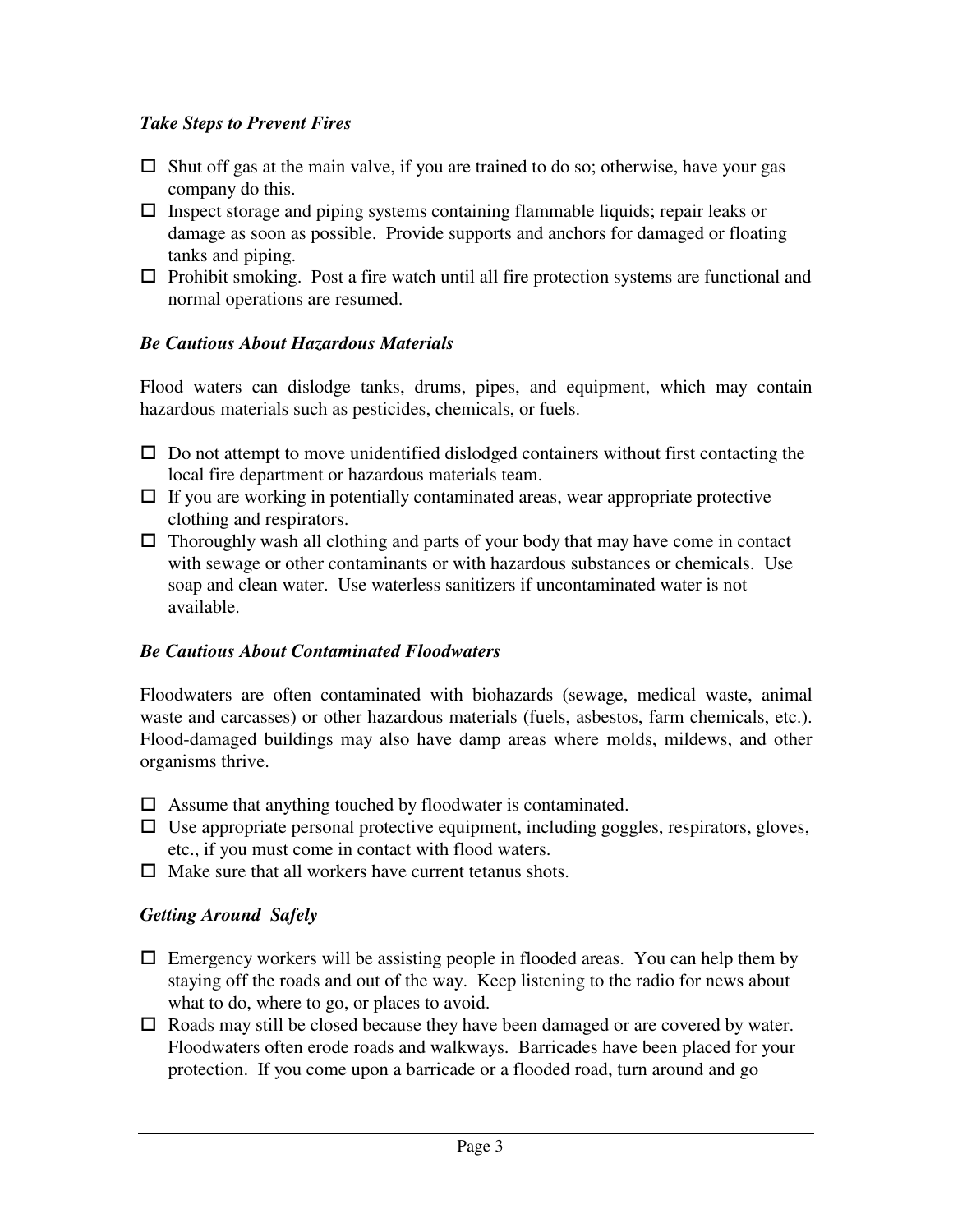### *Take Steps to Prevent Fires*

- ☐ Shut off gas at the main valve, if you are trained to do so; otherwise, have your gas company do this.
- ☐ Inspect storage and piping systems containing flammable liquids; repair leaks or damage as soon as possible. Provide supports and anchors for damaged or floating tanks and piping.
- ☐ Prohibit smoking. Post a fire watch until all fire protection systems are functional and normal operations are resumed.

### *Be Cautious About Hazardous Materials*

Flood waters can dislodge tanks, drums, pipes, and equipment, which may contain hazardous materials such as pesticides, chemicals, or fuels.

- ☐ Do not attempt to move unidentified dislodged containers without first contacting the local fire department or hazardous materials team.
- ☐ If you are working in potentially contaminated areas, wear appropriate protective clothing and respirators.
- ☐ Thoroughly wash all clothing and parts of your body that may have come in contact with sewage or other contaminants or with hazardous substances or chemicals. Use soap and clean water. Use waterless sanitizers if uncontaminated water is not available.

### *Be Cautious About Contaminated Floodwaters*

Floodwaters are often contaminated with biohazards (sewage, medical waste, animal waste and carcasses) or other hazardous materials (fuels, asbestos, farm chemicals, etc.). Flood-damaged buildings may also have damp areas where molds, mildews, and other organisms thrive.

- ☐ Assume that anything touched by floodwater is contaminated.
- ☐ Use appropriate personal protective equipment, including goggles, respirators, gloves, etc., if you must come in contact with flood waters.
- ☐ Make sure that all workers have current tetanus shots.

### *Getting Around Safely*

- ☐ Emergency workers will be assisting people in flooded areas. You can help them by staying off the roads and out of the way. Keep listening to the radio for news about what to do, where to go, or places to avoid.
- ☐ Roads may still be closed because they have been damaged or are covered by water. Floodwaters often erode roads and walkways. Barricades have been placed for your protection. If you come upon a barricade or a flooded road, turn around and go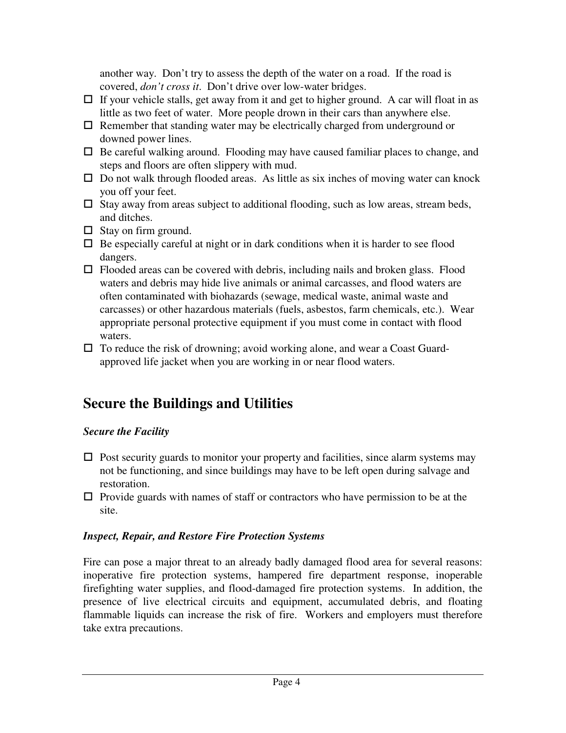another way. Don't try to assess the depth of the water on a road. If the road is covered, *don't cross it*. Don't drive over low-water bridges.

- ☐ If your vehicle stalls, get away from it and get to higher ground. A car will float in as little as two feet of water. More people drown in their cars than anywhere else.
- ☐ Remember that standing water may be electrically charged from underground or downed power lines.
- ☐ Be careful walking around. Flooding may have caused familiar places to change, and steps and floors are often slippery with mud.
- ☐ Do not walk through flooded areas. As little as six inches of moving water can knock you off your feet.
- ☐ Stay away from areas subject to additional flooding, such as low areas, stream beds, and ditches.
- ☐ Stay on firm ground.
- ☐ Be especially careful at night or in dark conditions when it is harder to see flood dangers.
- ☐ Flooded areas can be covered with debris, including nails and broken glass. Flood waters and debris may hide live animals or animal carcasses, and flood waters are often contaminated with biohazards (sewage, medical waste, animal waste and carcasses) or other hazardous materials (fuels, asbestos, farm chemicals, etc.). Wear appropriate personal protective equipment if you must come in contact with flood waters.
- ☐ To reduce the risk of drowning; avoid working alone, and wear a Coast Guard-approved life jacket when you are working in or near flood waters.

## Secure the Buildings and Utilities

### *Secure the Facility*

- ☐ Post security guards to monitor your property and facilities, since alarm systems may not be functioning, and since buildings may have to be left open during salvage and restoration.
- ☐ Provide guards with names of staff or contractors who have permission to be at the site.

### *Inspect, Repair, and Restore Fire Protection Systems*

Fire can pose a major threat to an already badly damaged flood area for several reasons: inoperative fire protection systems, hampered fire department response, inoperable firefighting water supplies, and flood-damaged fire protection systems. In addition, the presence of live electrical circuits and equipment, accumulated debris, and floating flammable liquids can increase the risk of fire. Workers and employers must therefore take extra precautions.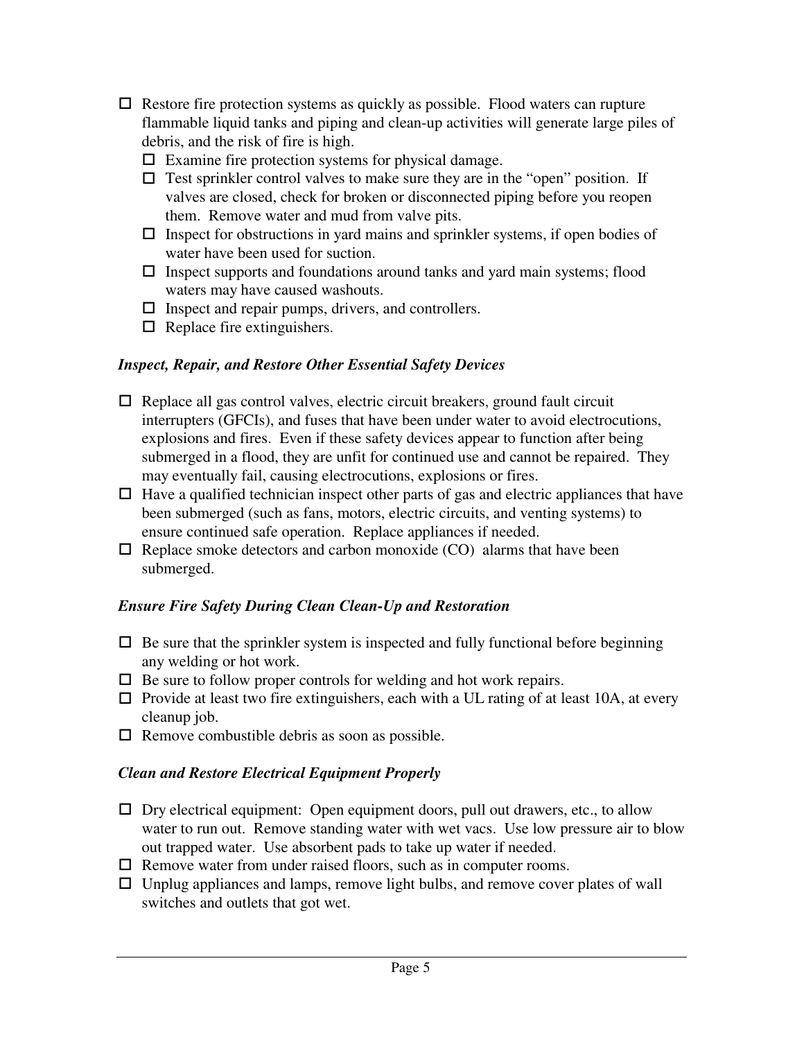- ☐ Restore fire protection systems as quickly as possible. Flood waters can rupture flammable liquid tanks and piping and clean-up activities will generate large piles of debris, and the risk of fire is high.
  - ☐ Examine fire protection systems for physical damage.
  - ☐ Test sprinkler control valves to make sure they are in the "open" position. If valves are closed, check for broken or disconnected piping before you reopen them. Remove water and mud from valve pits.
  - ☐ Inspect for obstructions in yard mains and sprinkler systems, if open bodies of water have been used for suction.
  - ☐ Inspect supports and foundations around tanks and yard main systems; flood waters may have caused washouts.
  - ☐ Inspect and repair pumps, drivers, and controllers.
  - ☐ Replace fire extinguishers.

### *Inspect, Repair, and Restore Other Essential Safety Devices*

- ☐ Replace all gas control valves, electric circuit breakers, ground fault circuit interrupters (GFCIs), and fuses that have been under water to avoid electrocutions, explosions and fires. Even if these safety devices appear to function after being submerged in a flood, they are unfit for continued use and cannot be repaired. They may eventually fail, causing electrocutions, explosions or fires.
- ☐ Have a qualified technician inspect other parts of gas and electric appliances that have been submerged (such as fans, motors, electric circuits, and venting systems) to ensure continued safe operation. Replace appliances if needed.
- ☐ Replace smoke detectors and carbon monoxide (CO) alarms that have been submerged.

### *Ensure Fire Safety During Clean Clean-Up and Restoration*

- ☐ Be sure that the sprinkler system is inspected and fully functional before beginning any welding or hot work.
- ☐ Be sure to follow proper controls for welding and hot work repairs.
- ☐ Provide at least two fire extinguishers, each with a UL rating of at least 10A, at every cleanup job.
- ☐ Remove combustible debris as soon as possible.

### *Clean and Restore Electrical Equipment Properly*

- ☐ Dry electrical equipment: Open equipment doors, pull out drawers, etc., to allow water to run out. Remove standing water with wet vacs. Use low pressure air to blow out trapped water. Use absorbent pads to take up water if needed.
- ☐ Remove water from under raised floors, such as in computer rooms.
- ☐ Unplug appliances and lamps, remove light bulbs, and remove cover plates of wall switches and outlets that got wet.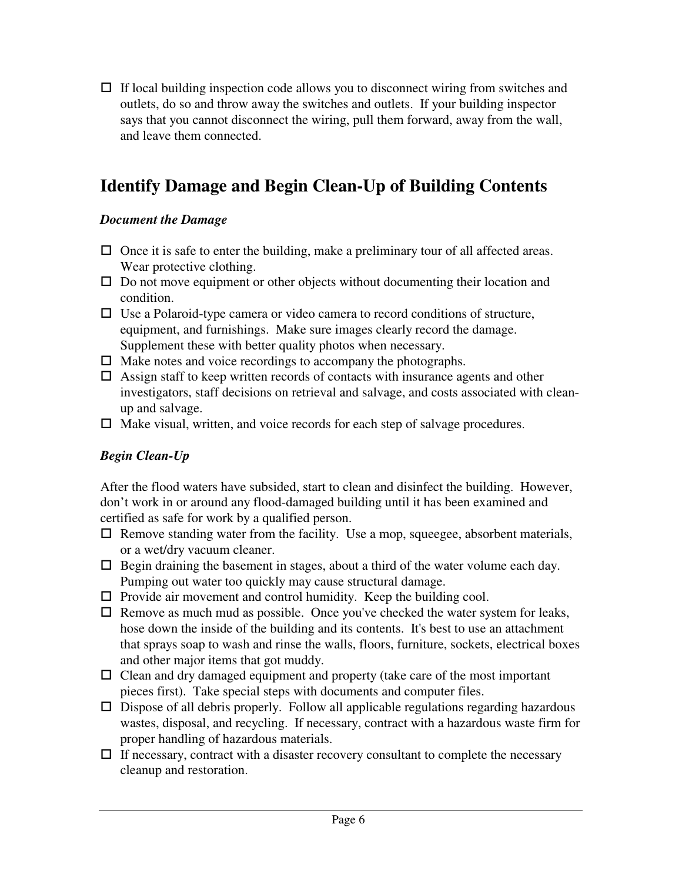- [ ] If local building inspection code allows you to disconnect wiring from switches and outlets, do so and throw away the switches and outlets. If your building inspector says that you cannot disconnect the wiring, pull them forward, away from the wall, and leave them connected.

## Identify Damage and Begin Clean-Up of Building Contents

### *Document the Damage*

- [ ] Once it is safe to enter the building, make a preliminary tour of all affected areas. Wear protective clothing.
- [ ] Do not move equipment or other objects without documenting their location and condition.
- [ ] Use a Polaroid-type camera or video camera to record conditions of structure, equipment, and furnishings. Make sure images clearly record the damage. Supplement these with better quality photos when necessary.
- [ ] Make notes and voice recordings to accompany the photographs.
- [ ] Assign staff to keep written records of contacts with insurance agents and other investigators, staff decisions on retrieval and salvage, and costs associated with clean-up and salvage.
- [ ] Make visual, written, and voice records for each step of salvage procedures.

### *Begin Clean-Up*

After the flood waters have subsided, start to clean and disinfect the building. However, don't work in or around any flood-damaged building until it has been examined and certified as safe for work by a qualified person.

- [ ] Remove standing water from the facility. Use a mop, squeegee, absorbent materials, or a wet/dry vacuum cleaner.
- [ ] Begin draining the basement in stages, about a third of the water volume each day. Pumping out water too quickly may cause structural damage.
- [ ] Provide air movement and control humidity. Keep the building cool.
- [ ] Remove as much mud as possible. Once you've checked the water system for leaks, hose down the inside of the building and its contents. It's best to use an attachment that sprays soap to wash and rinse the walls, floors, furniture, sockets, electrical boxes and other major items that got muddy.
- [ ] Clean and dry damaged equipment and property (take care of the most important pieces first). Take special steps with documents and computer files.
- [ ] Dispose of all debris properly. Follow all applicable regulations regarding hazardous wastes, disposal, and recycling. If necessary, contract with a hazardous waste firm for proper handling of hazardous materials.
- [ ] If necessary, contract with a disaster recovery consultant to complete the necessary cleanup and restoration.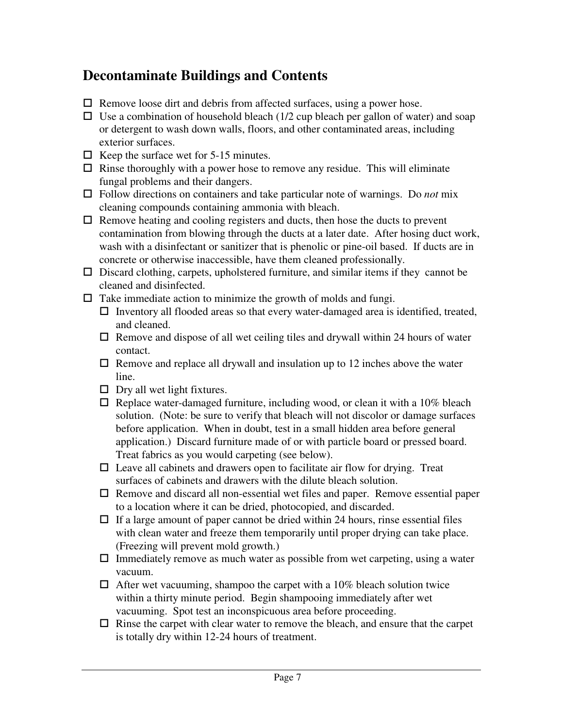## Decontaminate Buildings and Contents

- ☐ Remove loose dirt and debris from affected surfaces, using a power hose.
- ☐ Use a combination of household bleach (1/2 cup bleach per gallon of water) and soap or detergent to wash down walls, floors, and other contaminated areas, including exterior surfaces.
- ☐ Keep the surface wet for 5-15 minutes.
- ☐ Rinse thoroughly with a power hose to remove any residue. This will eliminate fungal problems and their dangers.
- ☐ Follow directions on containers and take particular note of warnings. Do *not* mix cleaning compounds containing ammonia with bleach.
- ☐ Remove heating and cooling registers and ducts, then hose the ducts to prevent contamination from blowing through the ducts at a later date. After hosing duct work, wash with a disinfectant or sanitizer that is phenolic or pine-oil based. If ducts are in concrete or otherwise inaccessible, have them cleaned professionally.
- ☐ Discard clothing, carpets, upholstered furniture, and similar items if they cannot be cleaned and disinfected.
- ☐ Take immediate action to minimize the growth of molds and fungi.
  - ☐ Inventory all flooded areas so that every water-damaged area is identified, treated, and cleaned.
  - ☐ Remove and dispose of all wet ceiling tiles and drywall within 24 hours of water contact.
  - ☐ Remove and replace all drywall and insulation up to 12 inches above the water line.
  - ☐ Dry all wet light fixtures.
  - ☐ Replace water-damaged furniture, including wood, or clean it with a 10% bleach solution. (Note: be sure to verify that bleach will not discolor or damage surfaces before application. When in doubt, test in a small hidden area before general application.) Discard furniture made of or with particle board or pressed board. Treat fabrics as you would carpeting (see below).
  - ☐ Leave all cabinets and drawers open to facilitate air flow for drying. Treat surfaces of cabinets and drawers with the dilute bleach solution.
  - ☐ Remove and discard all non-essential wet files and paper. Remove essential paper to a location where it can be dried, photocopied, and discarded.
  - ☐ If a large amount of paper cannot be dried within 24 hours, rinse essential files with clean water and freeze them temporarily until proper drying can take place. (Freezing will prevent mold growth.)
  - ☐ Immediately remove as much water as possible from wet carpeting, using a water vacuum.
  - ☐ After wet vacuuming, shampoo the carpet with a 10% bleach solution twice within a thirty minute period. Begin shampooing immediately after wet vacuuming. Spot test an inconspicuous area before proceeding.
  - ☐ Rinse the carpet with clear water to remove the bleach, and ensure that the carpet is totally dry within 12-24 hours of treatment.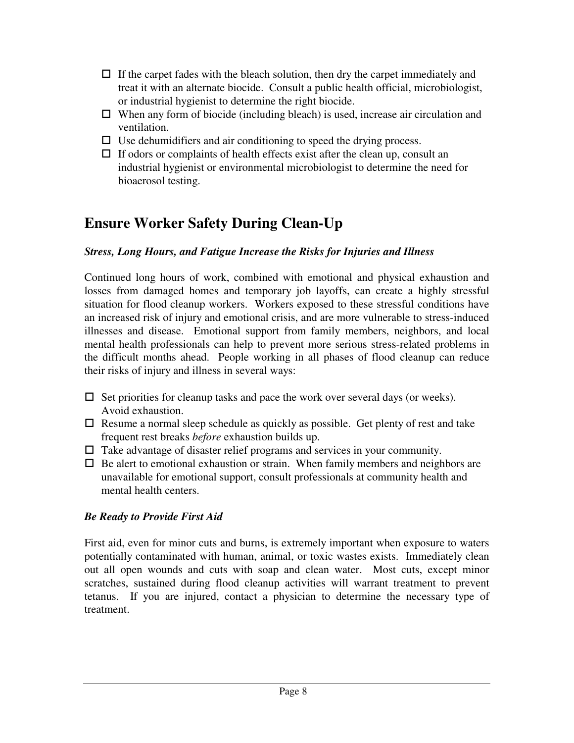- If the carpet fades with the bleach solution, then dry the carpet immediately and treat it with an alternate biocide. Consult a public health official, microbiologist, or industrial hygienist to determine the right biocide.
- When any form of biocide (including bleach) is used, increase air circulation and ventilation.
- Use dehumidifiers and air conditioning to speed the drying process.
- If odors or complaints of health effects exist after the clean up, consult an industrial hygienist or environmental microbiologist to determine the need for bioaerosol testing.

## Ensure Worker Safety During Clean-Up

### *Stress, Long Hours, and Fatigue Increase the Risks for Injuries and Illness*

Continued long hours of work, combined with emotional and physical exhaustion and losses from damaged homes and temporary job layoffs, can create a highly stressful situation for flood cleanup workers. Workers exposed to these stressful conditions have an increased risk of injury and emotional crisis, and are more vulnerable to stress-induced illnesses and disease. Emotional support from family members, neighbors, and local mental health professionals can help to prevent more serious stress-related problems in the difficult months ahead. People working in all phases of flood cleanup can reduce their risks of injury and illness in several ways:

- Set priorities for cleanup tasks and pace the work over several days (or weeks). Avoid exhaustion.
- Resume a normal sleep schedule as quickly as possible. Get plenty of rest and take frequent rest breaks *before* exhaustion builds up.
- Take advantage of disaster relief programs and services in your community.
- Be alert to emotional exhaustion or strain. When family members and neighbors are unavailable for emotional support, consult professionals at community health and mental health centers.

### *Be Ready to Provide First Aid*

First aid, even for minor cuts and burns, is extremely important when exposure to waters potentially contaminated with human, animal, or toxic wastes exists. Immediately clean out all open wounds and cuts with soap and clean water. Most cuts, except minor scratches, sustained during flood cleanup activities will warrant treatment to prevent tetanus. If you are injured, contact a physician to determine the necessary type of treatment.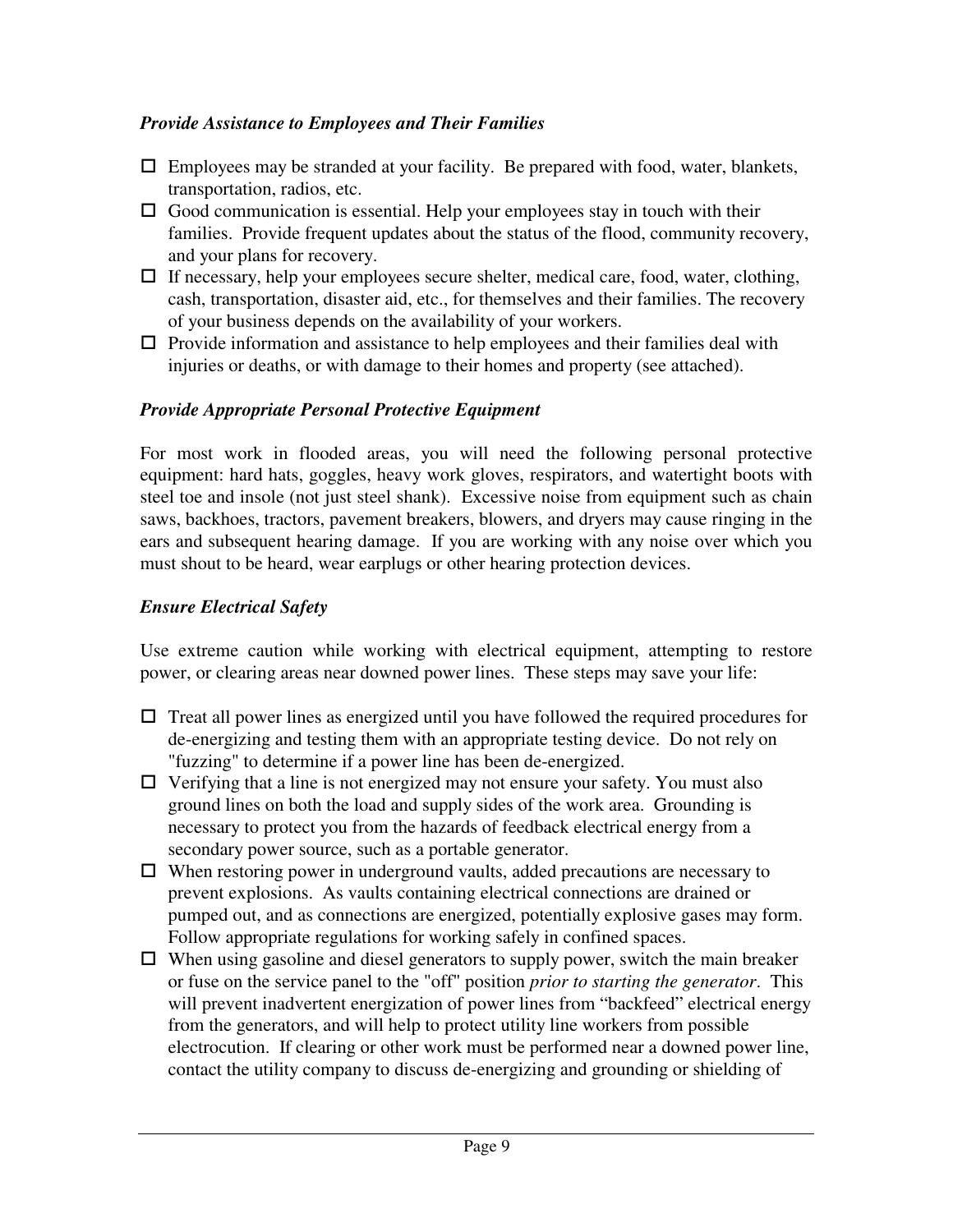### *Provide Assistance to Employees and Their Families*

- ☐ Employees may be stranded at your facility. Be prepared with food, water, blankets, transportation, radios, etc.
- ☐ Good communication is essential. Help your employees stay in touch with their families. Provide frequent updates about the status of the flood, community recovery, and your plans for recovery.
- ☐ If necessary, help your employees secure shelter, medical care, food, water, clothing, cash, transportation, disaster aid, etc., for themselves and their families. The recovery of your business depends on the availability of your workers.
- ☐ Provide information and assistance to help employees and their families deal with injuries or deaths, or with damage to their homes and property (see attached).

### *Provide Appropriate Personal Protective Equipment*

For most work in flooded areas, you will need the following personal protective equipment: hard hats, goggles, heavy work gloves, respirators, and watertight boots with steel toe and insole (not just steel shank). Excessive noise from equipment such as chain saws, backhoes, tractors, pavement breakers, blowers, and dryers may cause ringing in the ears and subsequent hearing damage. If you are working with any noise over which you must shout to be heard, wear earplugs or other hearing protection devices.

### *Ensure Electrical Safety*

Use extreme caution while working with electrical equipment, attempting to restore power, or clearing areas near downed power lines. These steps may save your life:

- ☐ Treat all power lines as energized until you have followed the required procedures for de-energizing and testing them with an appropriate testing device. Do not rely on "fuzzing" to determine if a power line has been de-energized.
- ☐ Verifying that a line is not energized may not ensure your safety. You must also ground lines on both the load and supply sides of the work area. Grounding is necessary to protect you from the hazards of feedback electrical energy from a secondary power source, such as a portable generator.
- ☐ When restoring power in underground vaults, added precautions are necessary to prevent explosions. As vaults containing electrical connections are drained or pumped out, and as connections are energized, potentially explosive gases may form. Follow appropriate regulations for working safely in confined spaces.
- ☐ When using gasoline and diesel generators to supply power, switch the main breaker or fuse on the service panel to the "off" position *prior to starting the generator*. This will prevent inadvertent energization of power lines from "backfeed" electrical energy from the generators, and will help to protect utility line workers from possible electrocution. If clearing or other work must be performed near a downed power line, contact the utility company to discuss de-energizing and grounding or shielding of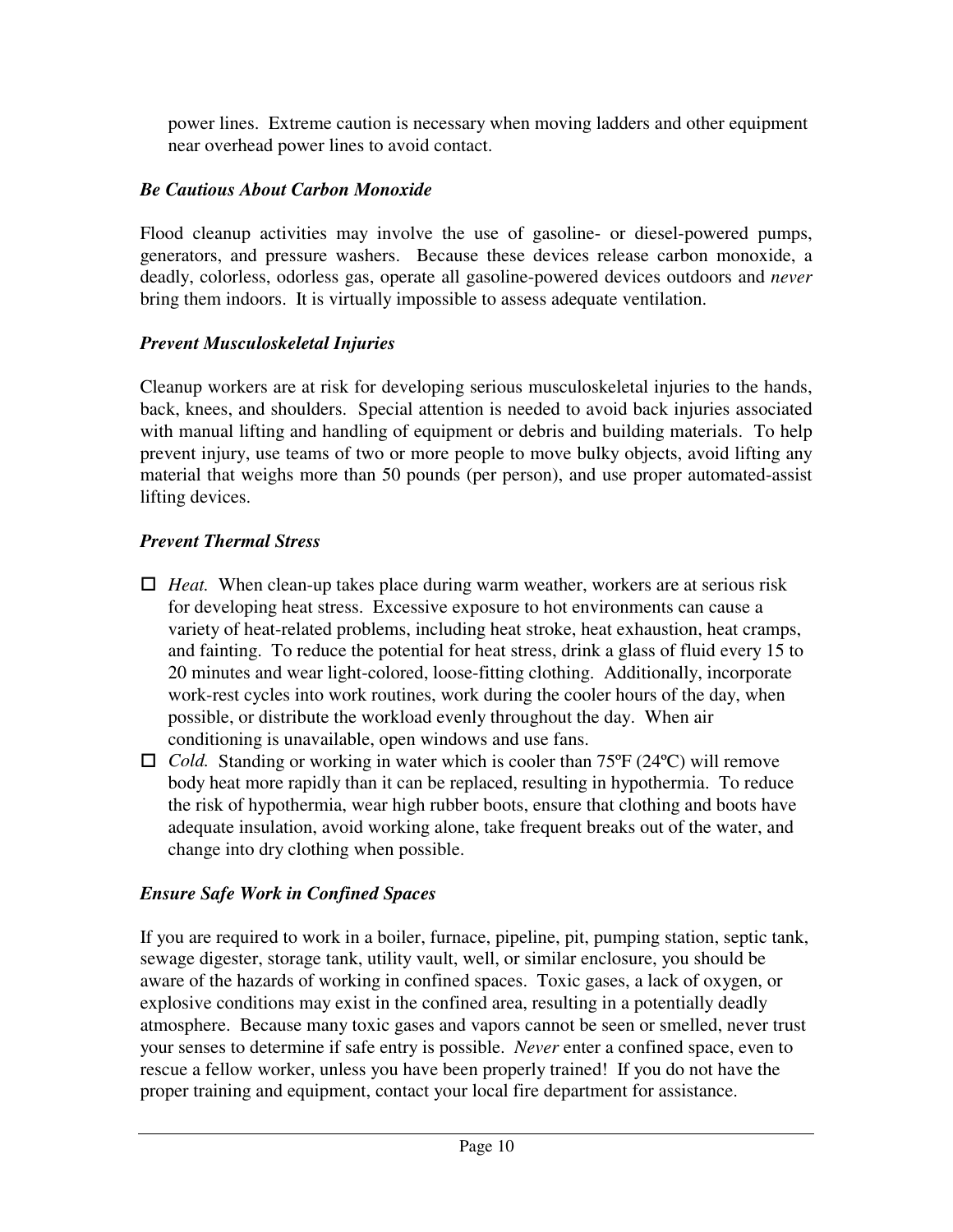power lines. Extreme caution is necessary when moving ladders and other equipment near overhead power lines to avoid contact.

### *Be Cautious About Carbon Monoxide*

Flood cleanup activities may involve the use of gasoline- or diesel-powered pumps, generators, and pressure washers. Because these devices release carbon monoxide, a deadly, colorless, odorless gas, operate all gasoline-powered devices outdoors and *never* bring them indoors. It is virtually impossible to assess adequate ventilation.

### *Prevent Musculoskeletal Injuries*

Cleanup workers are at risk for developing serious musculoskeletal injuries to the hands, back, knees, and shoulders. Special attention is needed to avoid back injuries associated with manual lifting and handling of equipment or debris and building materials. To help prevent injury, use teams of two or more people to move bulky objects, avoid lifting any material that weighs more than 50 pounds (per person), and use proper automated-assist lifting devices.

### *Prevent Thermal Stress*

- ☐ *Heat.* When clean-up takes place during warm weather, workers are at serious risk for developing heat stress. Excessive exposure to hot environments can cause a variety of heat-related problems, including heat stroke, heat exhaustion, heat cramps, and fainting. To reduce the potential for heat stress, drink a glass of fluid every 15 to 20 minutes and wear light-colored, loose-fitting clothing. Additionally, incorporate work-rest cycles into work routines, work during the cooler hours of the day, when possible, or distribute the workload evenly throughout the day. When air conditioning is unavailable, open windows and use fans.
- ☐ *Cold.* Standing or working in water which is cooler than 75ºF (24ºC) will remove body heat more rapidly than it can be replaced, resulting in hypothermia. To reduce the risk of hypothermia, wear high rubber boots, ensure that clothing and boots have adequate insulation, avoid working alone, take frequent breaks out of the water, and change into dry clothing when possible.

### *Ensure Safe Work in Confined Spaces*

If you are required to work in a boiler, furnace, pipeline, pit, pumping station, septic tank, sewage digester, storage tank, utility vault, well, or similar enclosure, you should be aware of the hazards of working in confined spaces. Toxic gases, a lack of oxygen, or explosive conditions may exist in the confined area, resulting in a potentially deadly atmosphere. Because many toxic gases and vapors cannot be seen or smelled, never trust your senses to determine if safe entry is possible. *Never* enter a confined space, even to rescue a fellow worker, unless you have been properly trained! If you do not have the proper training and equipment, contact your local fire department for assistance.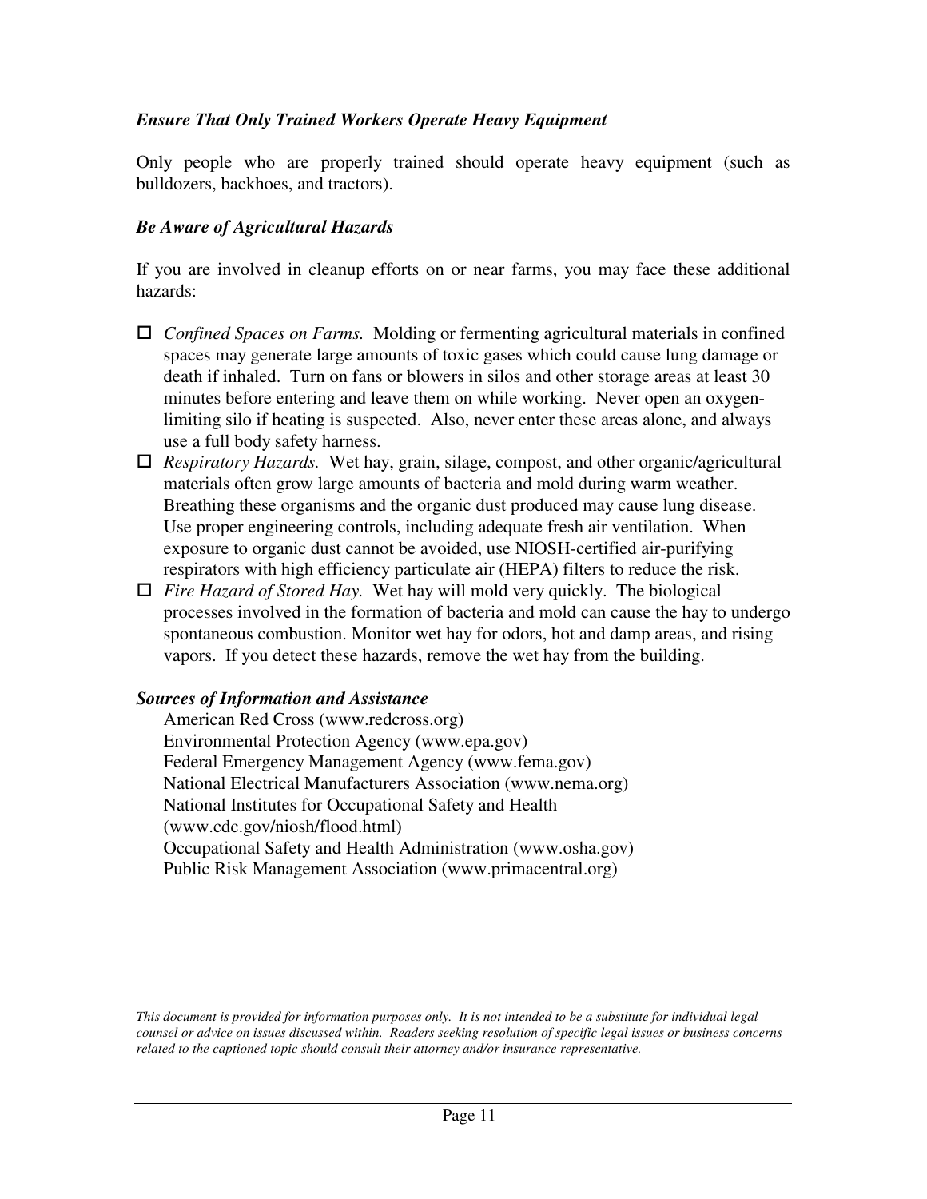***Ensure That Only Trained Workers Operate Heavy Equipment***

Only people who are properly trained should operate heavy equipment (such as bulldozers, backhoes, and tractors).

***Be Aware of Agricultural Hazards***

If you are involved in cleanup efforts on or near farms, you may face these additional hazards:

- *Confined Spaces on Farms.* Molding or fermenting agricultural materials in confined spaces may generate large amounts of toxic gases which could cause lung damage or death if inhaled. Turn on fans or blowers in silos and other storage areas at least 30 minutes before entering and leave them on while working. Never open an oxygen-limiting silo if heating is suspected. Also, never enter these areas alone, and always use a full body safety harness.
- *Respiratory Hazards.* Wet hay, grain, silage, compost, and other organic/agricultural materials often grow large amounts of bacteria and mold during warm weather. Breathing these organisms and the organic dust produced may cause lung disease. Use proper engineering controls, including adequate fresh air ventilation. When exposure to organic dust cannot be avoided, use NIOSH-certified air-purifying respirators with high efficiency particulate air (HEPA) filters to reduce the risk.
- *Fire Hazard of Stored Hay.* Wet hay will mold very quickly. The biological processes involved in the formation of bacteria and mold can cause the hay to undergo spontaneous combustion. Monitor wet hay for odors, hot and damp areas, and rising vapors. If you detect these hazards, remove the wet hay from the building.

***Sources of Information and Assistance***

American Red Cross (www.redcross.org)
Environmental Protection Agency (www.epa.gov)
Federal Emergency Management Agency (www.fema.gov)
National Electrical Manufacturers Association (www.nema.org)
National Institutes for Occupational Safety and Health (www.cdc.gov/niosh/flood.html)
Occupational Safety and Health Administration (www.osha.gov)
Public Risk Management Association (www.primacentral.org)

*This document is provided for information purposes only. It is not intended to be a substitute for individual legal counsel or advice on issues discussed within. Readers seeking resolution of specific legal issues or business concerns related to the captioned topic should consult their attorney and/or insurance representative.*